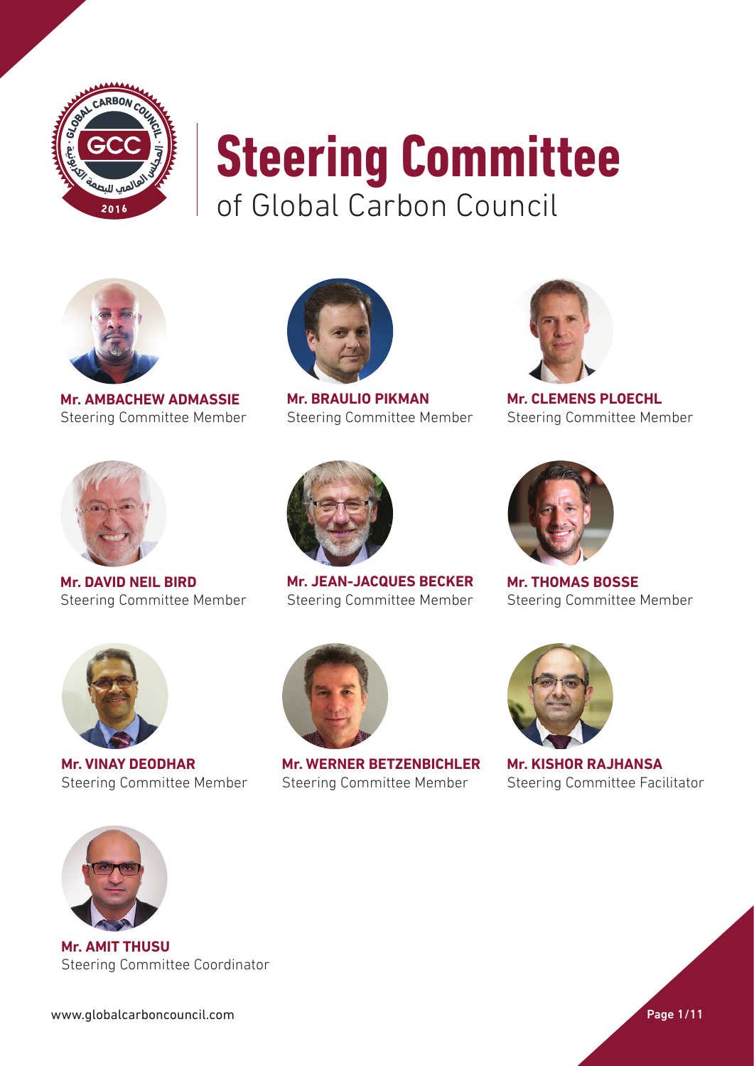# Steering Committee
## of Global Carbon Council

**Mr. AMBACHEW ADMASSIE**
Steering Committee Member

**Mr. BRAULIO PIKMAN**
Steering Committee Member

**Mr. CLEMENS PLOECHL**
Steering Committee Member

**Mr. DAVID NEIL BIRD**
Steering Committee Member

**Mr. JEAN-JACQUES BECKER**
Steering Committee Member

**Mr. THOMAS BOSSE**
Steering Committee Member

**Mr. VINAY DEODHAR**
Steering Committee Member

**Mr. WERNER BETZENBICHLER**
Steering Committee Member

**Mr. KISHOR RAJHANSA**
Steering Committee Facilitator

**Mr. AMIT THUSU**
Steering Committee Coordinator

www.globalcarboncouncil.com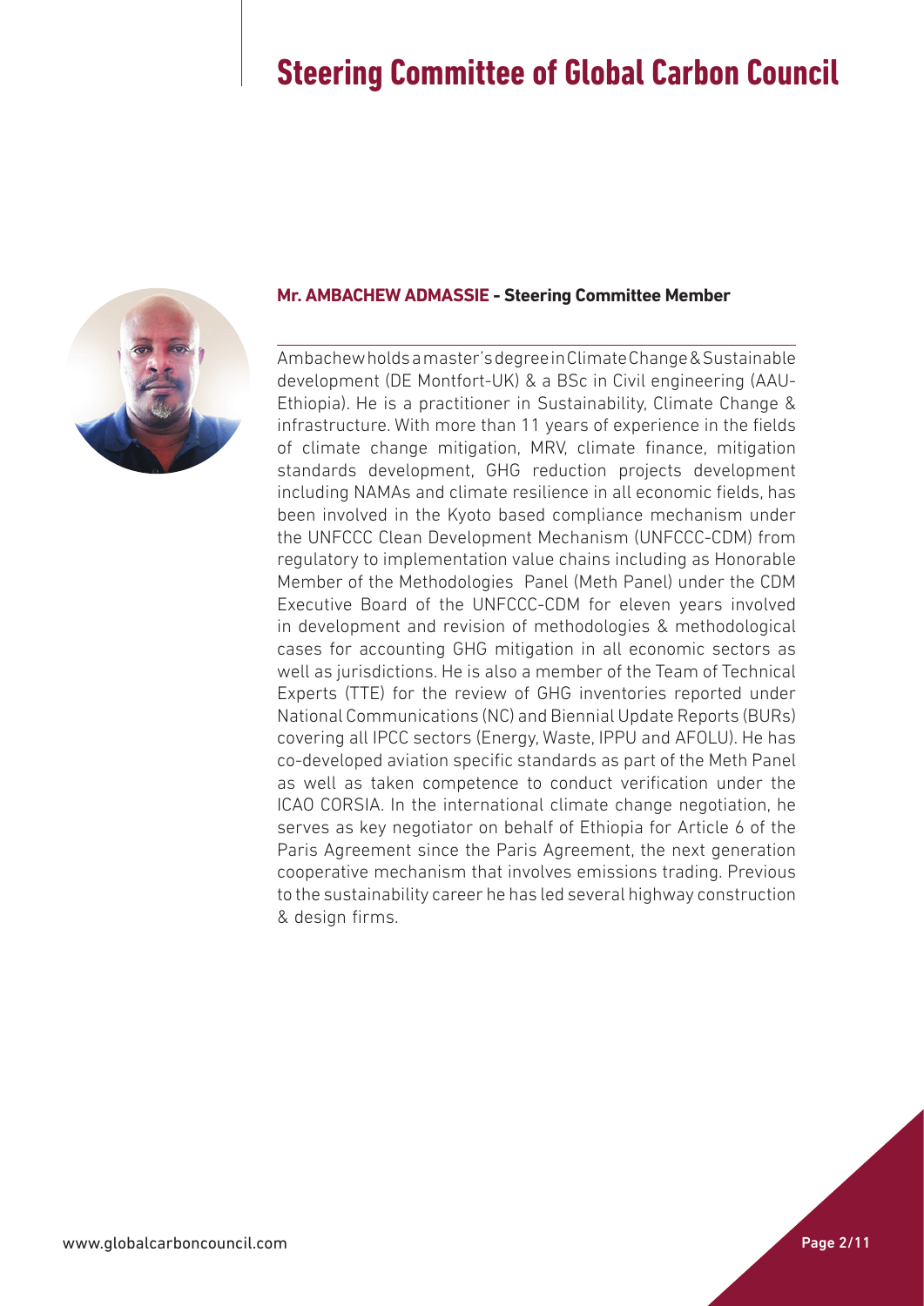# Steering Committee of Global Carbon Council

**Mr. AMBACHEW ADMASSIE - Steering Committee Member**

Ambachew holds a master's degree in Climate Change & Sustainable development (DE Montfort-UK) & a BSc in Civil engineering (AAU-Ethiopia). He is a practitioner in Sustainability, Climate Change & infrastructure. With more than 11 years of experience in the fields of climate change mitigation, MRV, climate finance, mitigation standards development, GHG reduction projects development including NAMAs and climate resilience in all economic fields, has been involved in the Kyoto based compliance mechanism under the UNFCCC Clean Development Mechanism (UNFCCC-CDM) from regulatory to implementation value chains including as Honorable Member of the Methodologies Panel (Meth Panel) under the CDM Executive Board of the UNFCCC-CDM for eleven years involved in development and revision of methodologies & methodological cases for accounting GHG mitigation in all economic sectors as well as jurisdictions. He is also a member of the Team of Technical Experts (TTE) for the review of GHG inventories reported under National Communications (NC) and Biennial Update Reports (BURs) covering all IPCC sectors (Energy, Waste, IPPU and AFOLU). He has co-developed aviation specific standards as part of the Meth Panel as well as taken competence to conduct verification under the ICAO CORSIA. In the international climate change negotiation, he serves as key negotiator on behalf of Ethiopia for Article 6 of the Paris Agreement since the Paris Agreement, the next generation cooperative mechanism that involves emissions trading. Previous to the sustainability career he has led several highway construction & design firms.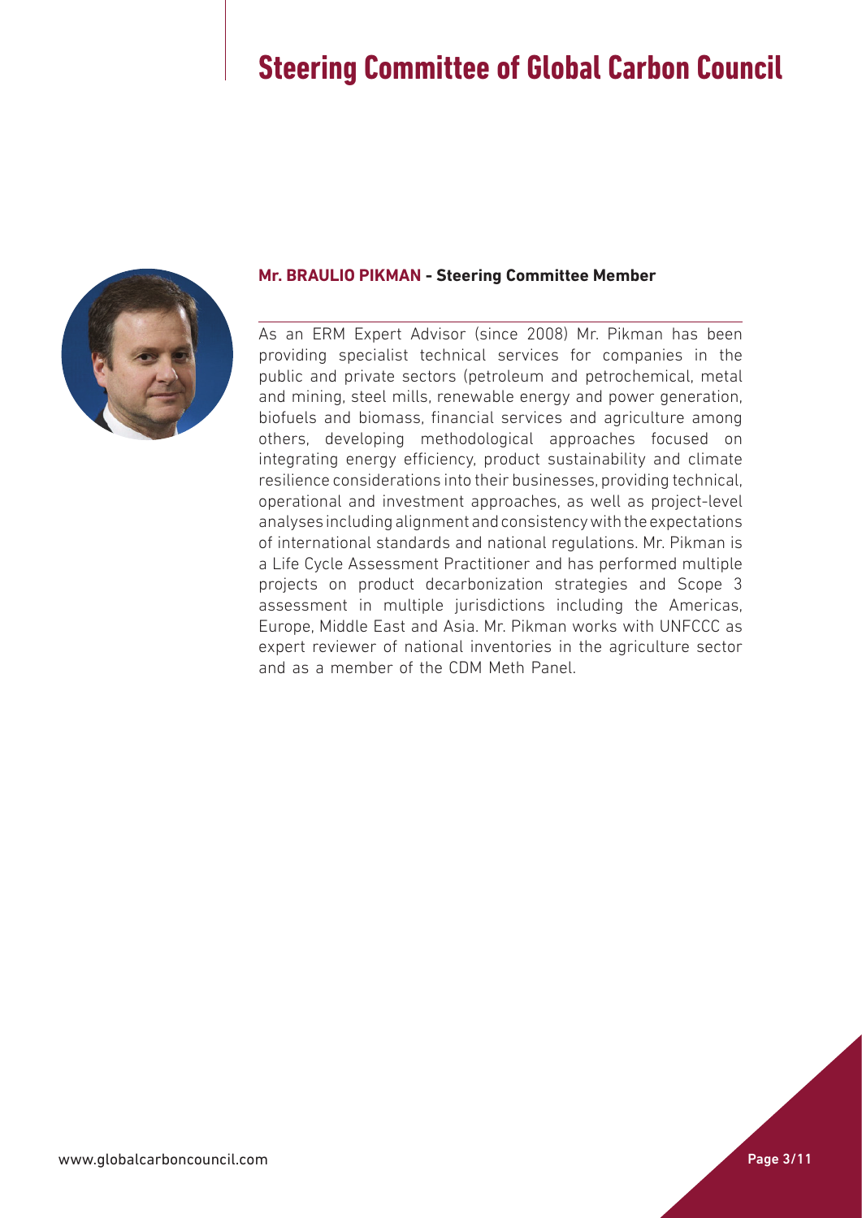# Steering Committee of Global Carbon Council

**Mr. BRAULIO PIKMAN - Steering Committee Member**

As an ERM Expert Advisor (since 2008) Mr. Pikman has been providing specialist technical services for companies in the public and private sectors (petroleum and petrochemical, metal and mining, steel mills, renewable energy and power generation, biofuels and biomass, financial services and agriculture among others, developing methodological approaches focused on integrating energy efficiency, product sustainability and climate resilience considerations into their businesses, providing technical, operational and investment approaches, as well as project-level analyses including alignment and consistency with the expectations of international standards and national regulations. Mr. Pikman is a Life Cycle Assessment Practitioner and has performed multiple projects on product decarbonization strategies and Scope 3 assessment in multiple jurisdictions including the Americas, Europe, Middle East and Asia. Mr. Pikman works with UNFCCC as expert reviewer of national inventories in the agriculture sector and as a member of the CDM Meth Panel.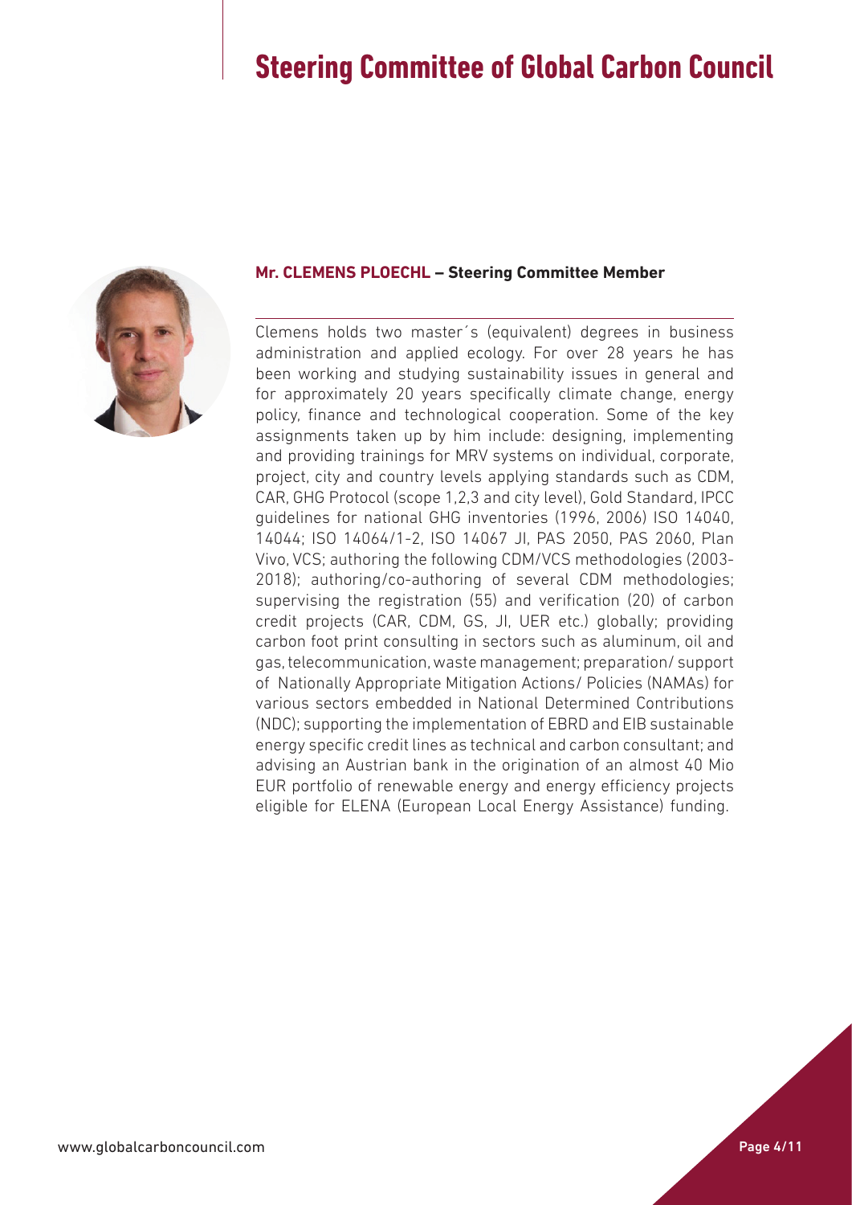# Steering Committee of Global Carbon Council

**Mr. CLEMENS PLOECHL – Steering Committee Member**

Clemens holds two master´s (equivalent) degrees in business administration and applied ecology. For over 28 years he has been working and studying sustainability issues in general and for approximately 20 years specifically climate change, energy policy, finance and technological cooperation. Some of the key assignments taken up by him include: designing, implementing and providing trainings for MRV systems on individual, corporate, project, city and country levels applying standards such as CDM, CAR, GHG Protocol (scope 1,2,3 and city level), Gold Standard, IPCC guidelines for national GHG inventories (1996, 2006) ISO 14040, 14044; ISO 14064/1-2, ISO 14067 JI, PAS 2050, PAS 2060, Plan Vivo, VCS; authoring the following CDM/VCS methodologies (2003-2018); authoring/co-authoring of several CDM methodologies; supervising the registration (55) and verification (20) of carbon credit projects (CAR, CDM, GS, JI, UER etc.) globally; providing carbon foot print consulting in sectors such as aluminum, oil and gas, telecommunication, waste management; preparation/ support of Nationally Appropriate Mitigation Actions/ Policies (NAMAs) for various sectors embedded in National Determined Contributions (NDC); supporting the implementation of EBRD and EIB sustainable energy specific credit lines as technical and carbon consultant; and advising an Austrian bank in the origination of an almost 40 Mio EUR portfolio of renewable energy and energy efficiency projects eligible for ELENA (European Local Energy Assistance) funding.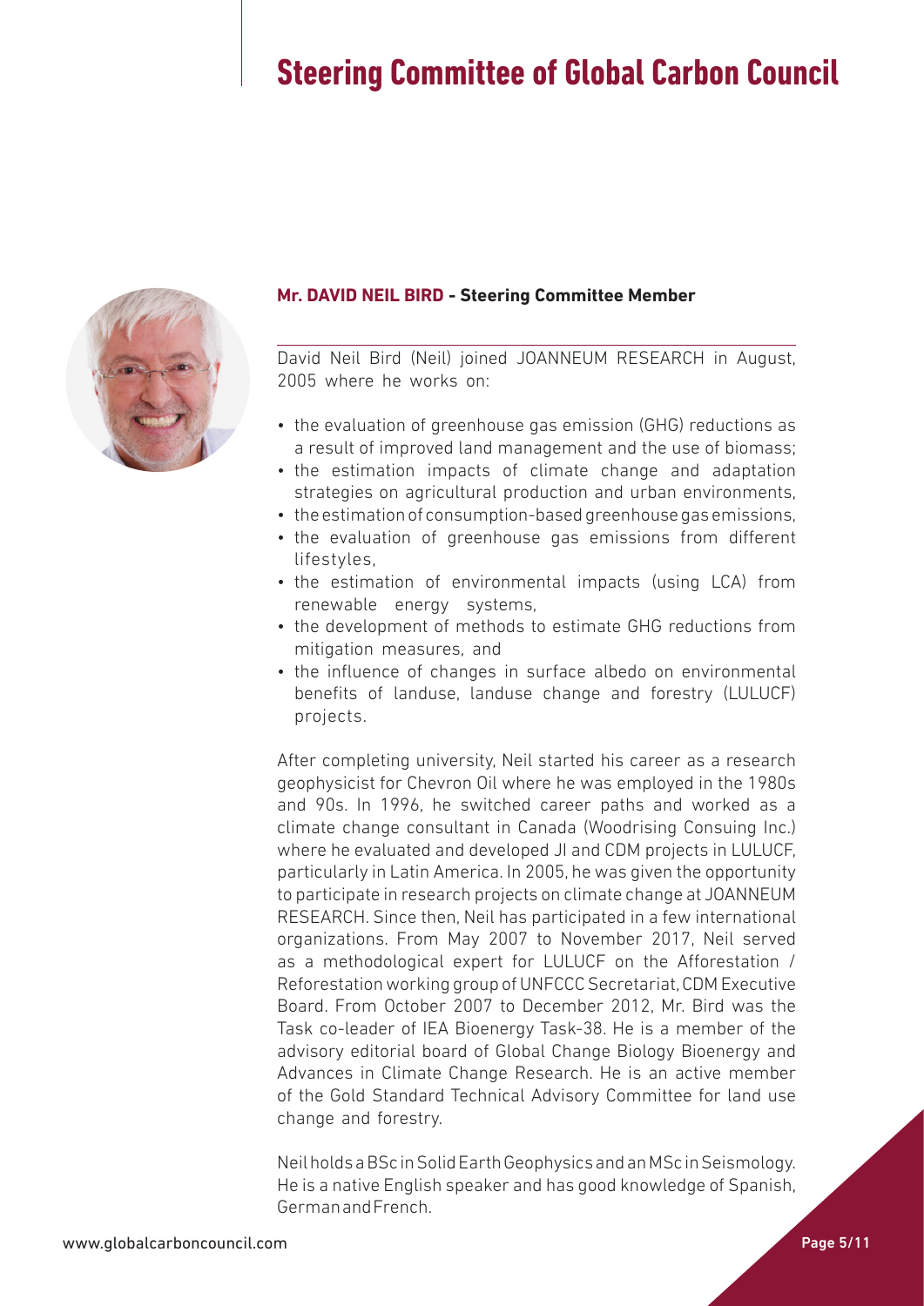# Steering Committee of Global Carbon Council

**Mr. DAVID NEIL BIRD - Steering Committee Member**

David Neil Bird (Neil) joined JOANNEUM RESEARCH in August, 2005 where he works on:

- the evaluation of greenhouse gas emission (GHG) reductions as a result of improved land management and the use of biomass;
- the estimation impacts of climate change and adaptation strategies on agricultural production and urban environments,
- the estimation of consumption-based greenhouse gas emissions,
- the evaluation of greenhouse gas emissions from different lifestyles,
- the estimation of environmental impacts (using LCA) from renewable energy systems,
- the development of methods to estimate GHG reductions from mitigation measures, and
- the influence of changes in surface albedo on environmental benefits of landuse, landuse change and forestry (LULUCF) projects.

After completing university, Neil started his career as a research geophysicist for Chevron Oil where he was employed in the 1980s and 90s. In 1996, he switched career paths and worked as a climate change consultant in Canada (Woodrising Consuing Inc.) where he evaluated and developed JI and CDM projects in LULUCF, particularly in Latin America. In 2005, he was given the opportunity to participate in research projects on climate change at JOANNEUM RESEARCH. Since then, Neil has participated in a few international organizations. From May 2007 to November 2017, Neil served as a methodological expert for LULUCF on the Afforestation / Reforestation working group of UNFCCC Secretariat, CDM Executive Board. From October 2007 to December 2012, Mr. Bird was the Task co-leader of IEA Bioenergy Task-38. He is a member of the advisory editorial board of Global Change Biology Bioenergy and Advances in Climate Change Research. He is an active member of the Gold Standard Technical Advisory Committee for land use change and forestry.

Neil holds a BSc in Solid Earth Geophysics and an MSc in Seismology. He is a native English speaker and has good knowledge of Spanish, German and French.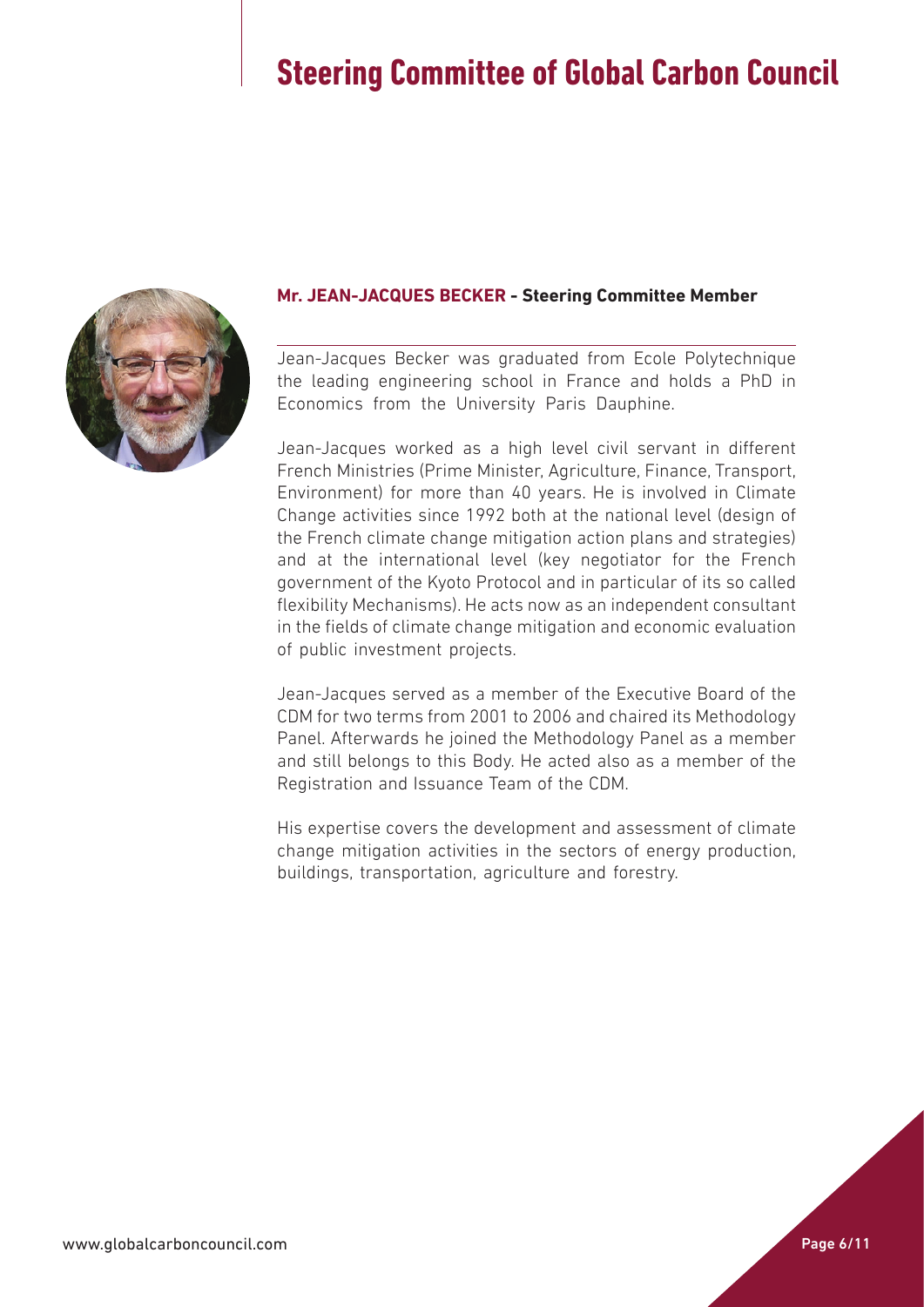# Steering Committee of Global Carbon Council

**Mr. JEAN-JACQUES BECKER - Steering Committee Member**

Jean-Jacques Becker was graduated from Ecole Polytechnique the leading engineering school in France and holds a PhD in Economics from the University Paris Dauphine.

Jean-Jacques worked as a high level civil servant in different French Ministries (Prime Minister, Agriculture, Finance, Transport, Environment) for more than 40 years. He is involved in Climate Change activities since 1992 both at the national level (design of the French climate change mitigation action plans and strategies) and at the international level (key negotiator for the French government of the Kyoto Protocol and in particular of its so called flexibility Mechanisms). He acts now as an independent consultant in the fields of climate change mitigation and economic evaluation of public investment projects.

Jean-Jacques served as a member of the Executive Board of the CDM for two terms from 2001 to 2006 and chaired its Methodology Panel. Afterwards he joined the Methodology Panel as a member and still belongs to this Body. He acted also as a member of the Registration and Issuance Team of the CDM.

His expertise covers the development and assessment of climate change mitigation activities in the sectors of energy production, buildings, transportation, agriculture and forestry.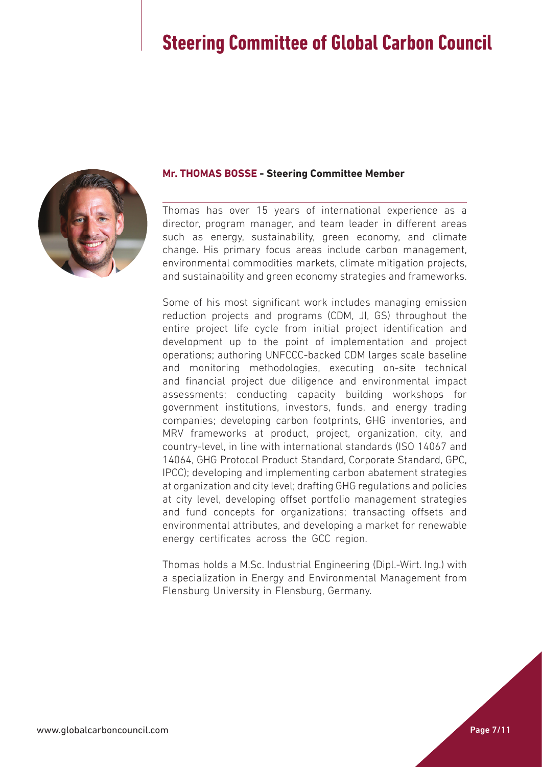# Steering Committee of Global Carbon Council

**Mr. THOMAS BOSSE - Steering Committee Member**

Thomas has over 15 years of international experience as a director, program manager, and team leader in different areas such as energy, sustainability, green economy, and climate change. His primary focus areas include carbon management, environmental commodities markets, climate mitigation projects, and sustainability and green economy strategies and frameworks.

Some of his most significant work includes managing emission reduction projects and programs (CDM, JI, GS) throughout the entire project life cycle from initial project identification and development up to the point of implementation and project operations; authoring UNFCCC-backed CDM larges scale baseline and monitoring methodologies, executing on-site technical and financial project due diligence and environmental impact assessments; conducting capacity building workshops for government institutions, investors, funds, and energy trading companies; developing carbon footprints, GHG inventories, and MRV frameworks at product, project, organization, city, and country-level, in line with international standards (ISO 14067 and 14064, GHG Protocol Product Standard, Corporate Standard, GPC, IPCC); developing and implementing carbon abatement strategies at organization and city level; drafting GHG regulations and policies at city level, developing offset portfolio management strategies and fund concepts for organizations; transacting offsets and environmental attributes, and developing a market for renewable energy certificates across the GCC region.

Thomas holds a M.Sc. Industrial Engineering (Dipl.-Wirt. Ing.) with a specialization in Energy and Environmental Management from Flensburg University in Flensburg, Germany.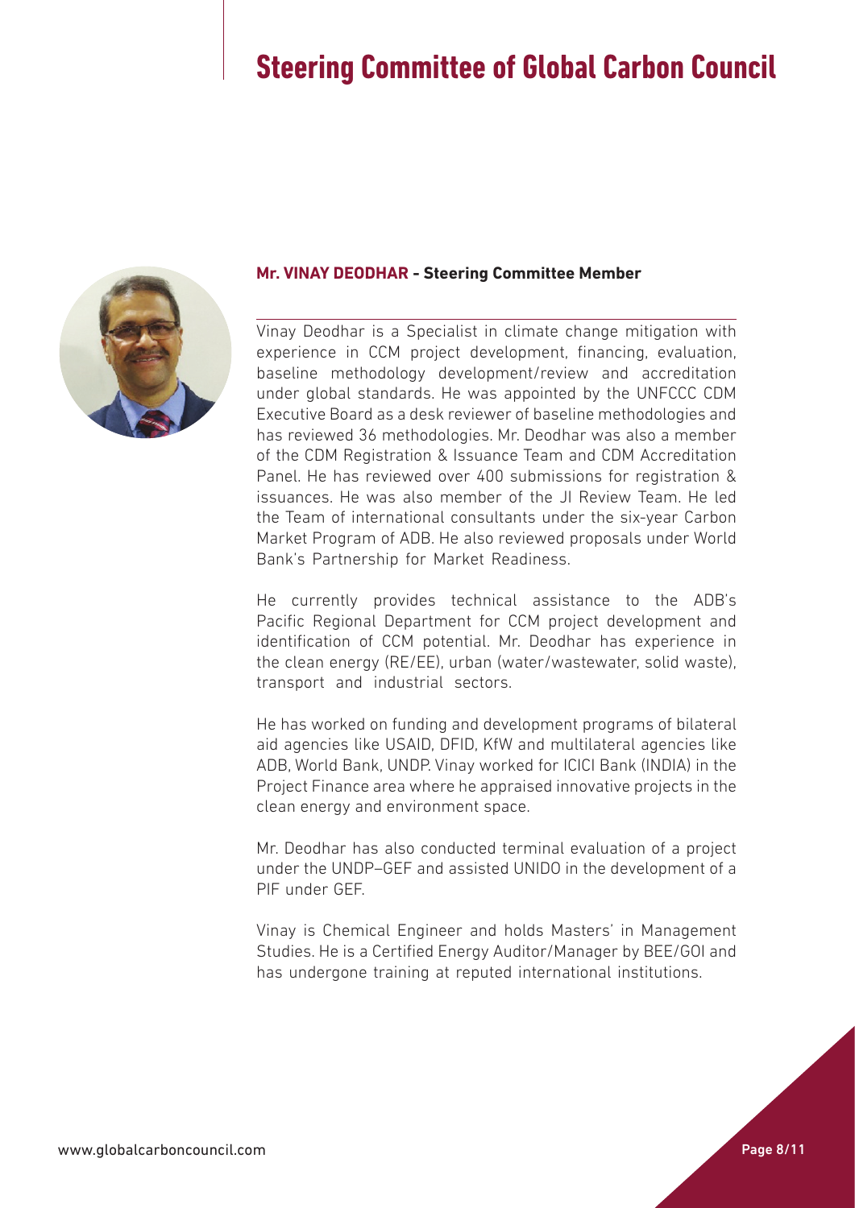# Steering Committee of Global Carbon Council

**Mr. VINAY DEODHAR - Steering Committee Member**

Vinay Deodhar is a Specialist in climate change mitigation with experience in CCM project development, financing, evaluation, baseline methodology development/review and accreditation under global standards. He was appointed by the UNFCCC CDM Executive Board as a desk reviewer of baseline methodologies and has reviewed 36 methodologies. Mr. Deodhar was also a member of the CDM Registration & Issuance Team and CDM Accreditation Panel. He has reviewed over 400 submissions for registration & issuances. He was also member of the JI Review Team. He led the Team of international consultants under the six-year Carbon Market Program of ADB. He also reviewed proposals under World Bank's Partnership for Market Readiness.

He currently provides technical assistance to the ADB's Pacific Regional Department for CCM project development and identification of CCM potential. Mr. Deodhar has experience in the clean energy (RE/EE), urban (water/wastewater, solid waste), transport and industrial sectors.

He has worked on funding and development programs of bilateral aid agencies like USAID, DFID, KfW and multilateral agencies like ADB, World Bank, UNDP. Vinay worked for ICICI Bank (INDIA) in the Project Finance area where he appraised innovative projects in the clean energy and environment space.

Mr. Deodhar has also conducted terminal evaluation of a project under the UNDP–GEF and assisted UNIDO in the development of a PIF under GEF.

Vinay is Chemical Engineer and holds Masters' in Management Studies. He is a Certified Energy Auditor/Manager by BEE/GOI and has undergone training at reputed international institutions.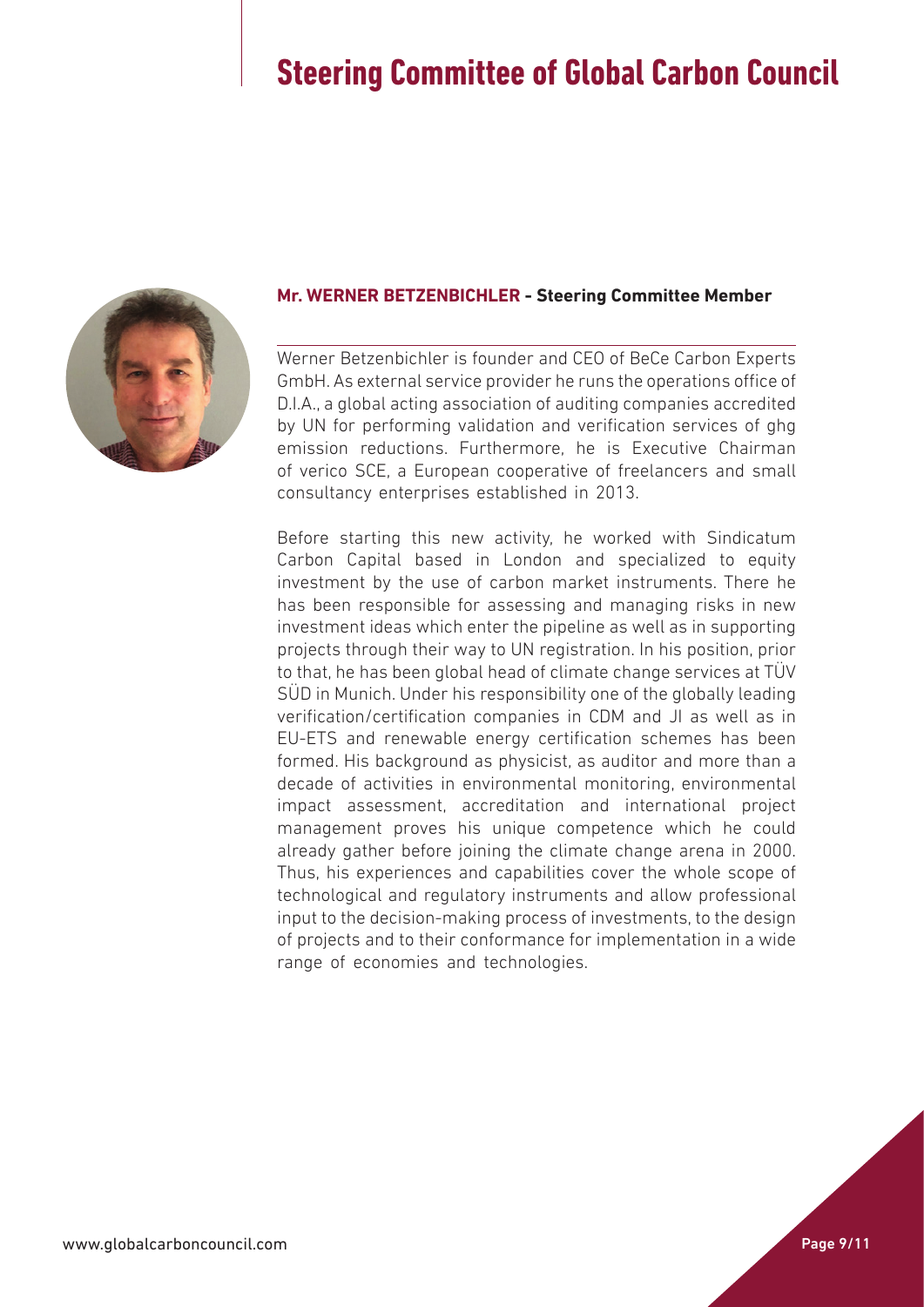# Steering Committee of Global Carbon Council

**Mr. WERNER BETZENBICHLER - Steering Committee Member**

Werner Betzenbichler is founder and CEO of BeCe Carbon Experts GmbH. As external service provider he runs the operations office of D.I.A., a global acting association of auditing companies accredited by UN for performing validation and verification services of ghg emission reductions. Furthermore, he is Executive Chairman of verico SCE, a European cooperative of freelancers and small consultancy enterprises established in 2013.

Before starting this new activity, he worked with Sindicatum Carbon Capital based in London and specialized to equity investment by the use of carbon market instruments. There he has been responsible for assessing and managing risks in new investment ideas which enter the pipeline as well as in supporting projects through their way to UN registration. In his position, prior to that, he has been global head of climate change services at TÜV SÜD in Munich. Under his responsibility one of the globally leading verification/certification companies in CDM and JI as well as in EU-ETS and renewable energy certification schemes has been formed. His background as physicist, as auditor and more than a decade of activities in environmental monitoring, environmental impact assessment, accreditation and international project management proves his unique competence which he could already gather before joining the climate change arena in 2000. Thus, his experiences and capabilities cover the whole scope of technological and regulatory instruments and allow professional input to the decision-making process of investments, to the design of projects and to their conformance for implementation in a wide range of economies and technologies.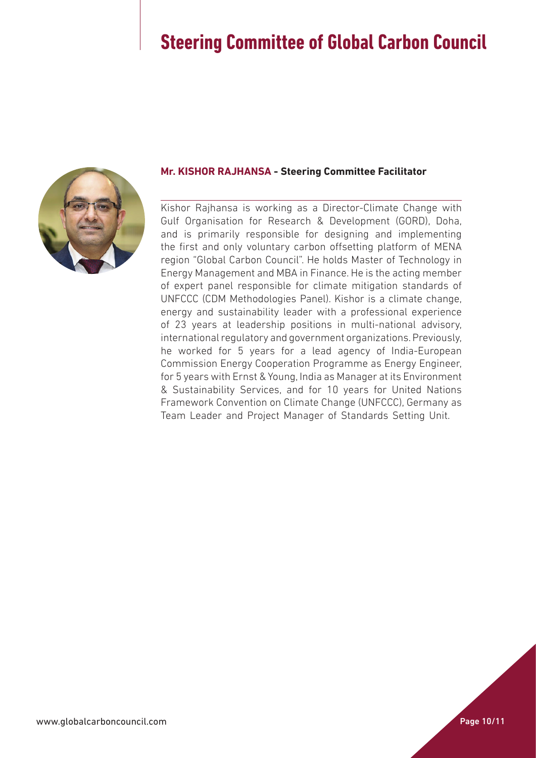# Steering Committee of Global Carbon Council

**Mr. KISHOR RAJHANSA - Steering Committee Facilitator**

Kishor Rajhansa is working as a Director-Climate Change with Gulf Organisation for Research & Development (GORD), Doha, and is primarily responsible for designing and implementing the first and only voluntary carbon offsetting platform of MENA region "Global Carbon Council". He holds Master of Technology in Energy Management and MBA in Finance. He is the acting member of expert panel responsible for climate mitigation standards of UNFCCC (CDM Methodologies Panel). Kishor is a climate change, energy and sustainability leader with a professional experience of 23 years at leadership positions in multi-national advisory, international regulatory and government organizations. Previously, he worked for 5 years for a lead agency of India-European Commission Energy Cooperation Programme as Energy Engineer, for 5 years with Ernst & Young, India as Manager at its Environment & Sustainability Services, and for 10 years for United Nations Framework Convention on Climate Change (UNFCCC), Germany as Team Leader and Project Manager of Standards Setting Unit.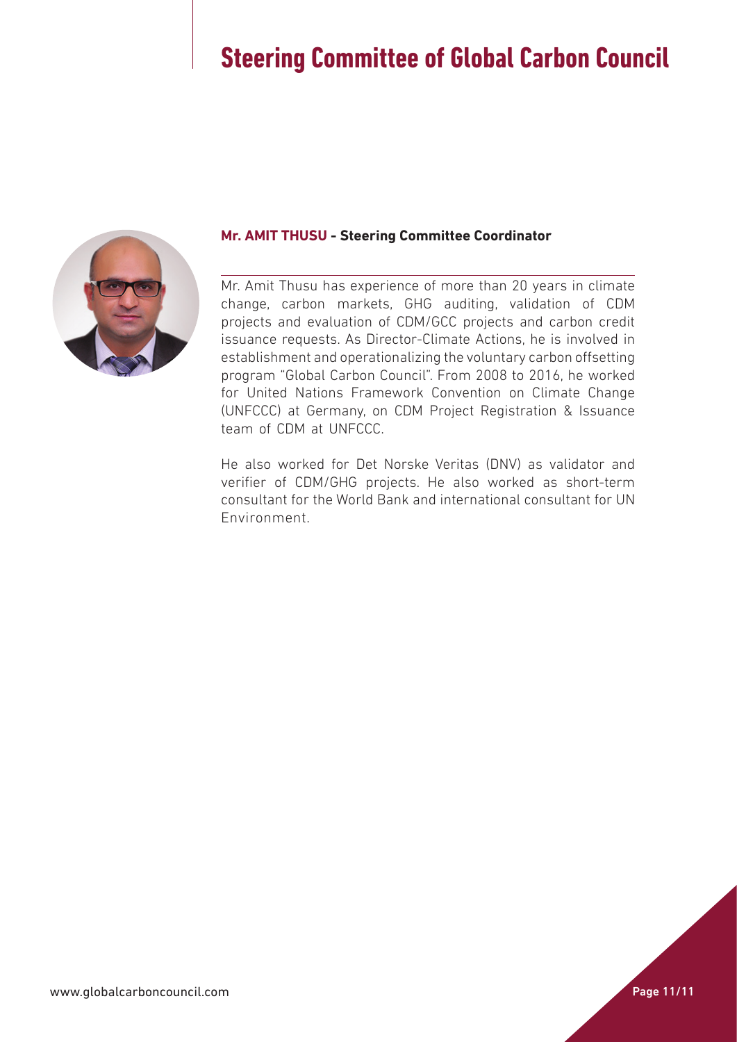# Steering Committee of Global Carbon Council

**Mr. AMIT THUSU - Steering Committee Coordinator**

Mr. Amit Thusu has experience of more than 20 years in climate change, carbon markets, GHG auditing, validation of CDM projects and evaluation of CDM/GCC projects and carbon credit issuance requests. As Director-Climate Actions, he is involved in establishment and operationalizing the voluntary carbon offsetting program "Global Carbon Council". From 2008 to 2016, he worked for United Nations Framework Convention on Climate Change (UNFCCC) at Germany, on CDM Project Registration & Issuance team of CDM at UNFCCC.

He also worked for Det Norske Veritas (DNV) as validator and verifier of CDM/GHG projects. He also worked as short-term consultant for the World Bank and international consultant for UN Environment.